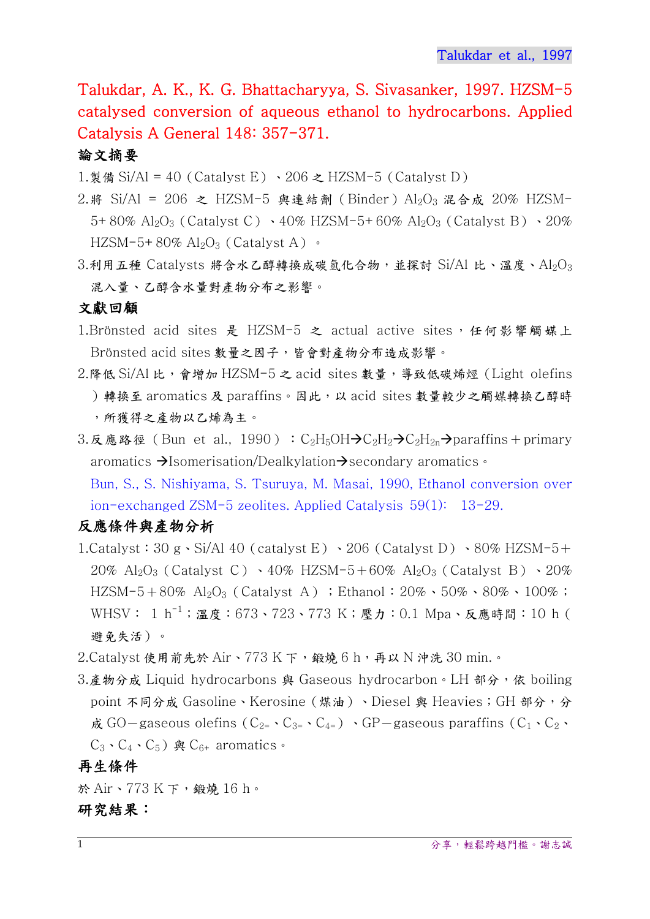Talukdar, A. K., K. G. Bhattacharyya, S. Sivasanker, 1997. HZSM-5 catalysed conversion of aqueous ethanol to hydrocarbons. Applied Catalysis A General 148: 357-371.

## 論文摘要

1.製備 Si/Al = 40（Catalyst E）、206 之 HZSM-5（Catalyst D）

2.將 Si/Al = 206 之 HZSM-5 與連結劑（Binder）$Al_2O_3$ 混合成 20% HZSM-5+ 80% $Al_2O_3$（Catalyst C）、40% HZSM-5+ 60% $Al_2O_3$（Catalyst B）、20% HZSM-5+ 80% $Al_2O_3$（Catalyst A）。

3.利用五種 Catalysts 將含水乙醇轉換成碳氫化合物，並探討 Si/Al 比、溫度、$Al_2O_3$ 混入量、乙醇含水量對產物分布之影響。

## 文獻回顧

1.Brönsted acid sites 是 HZSM-5 之 actual active sites，任何影響觸媒上 Brönsted acid sites 數量之因子，皆會對產物分布造成影響。

2.降低 Si/Al 比，會增加 HZSM-5 之 acid sites 數量，導致低碳烯烴（Light olefins）轉換至 aromatics 及 paraffins。因此，以 acid sites 數量較少之觸媒轉換乙醇時，所獲得之產物以乙烯為主。

3.反應路徑（Bun et al., 1990）：$C_2H_5OH \rightarrow C_2H_2 \rightarrow C_2H_{2n} \rightarrow$paraffins + primary aromatics →Isomerisation/Dealkylation→secondary aromatics。

Bun, S., S. Nishiyama, S. Tsuruya, M. Masai, 1990, Ethanol conversion over ion-exchanged ZSM-5 zeolites. Applied Catalysis 59(1): 13-29.

## 反應條件與產物分析

1.Catalyst：30 g、Si/Al 40（catalyst E）、206（Catalyst D）、80% HZSM-5 + 20% $Al_2O_3$（Catalyst C）、40% HZSM-5 + 60% $Al_2O_3$（Catalyst B）、20% HZSM-5 + 80% $Al_2O_3$（Catalyst A）；Ethanol：20%、50%、80%、100%；WHSV： 1 $h^{-1}$；溫度：673、723、773 K；壓力：0.1 Mpa、反應時間：10 h（避免失活）。

2.Catalyst 使用前先於 Air、773 K 下，鍛燒 6 h，再以 N 沖洗 30 min.。

3.產物分成 Liquid hydrocarbons 與 Gaseous hydrocarbon。LH 部分，依 boiling point 不同分成 Gasoline、Kerosine（煤油）、Diesel 與 Heavies；GH 部分，分成 GO－gaseous olefins（$C_{2=}$、$C_{3=}$、$C_{4=}$）、GP－gaseous paraffins（$C_1$、$C_2$、$C_3$、$C_4$、$C_5$）與 $C_{6+}$ aromatics。

## 再生條件

於 Air、773 K 下，鍛燒 16 h。

## 研究結果：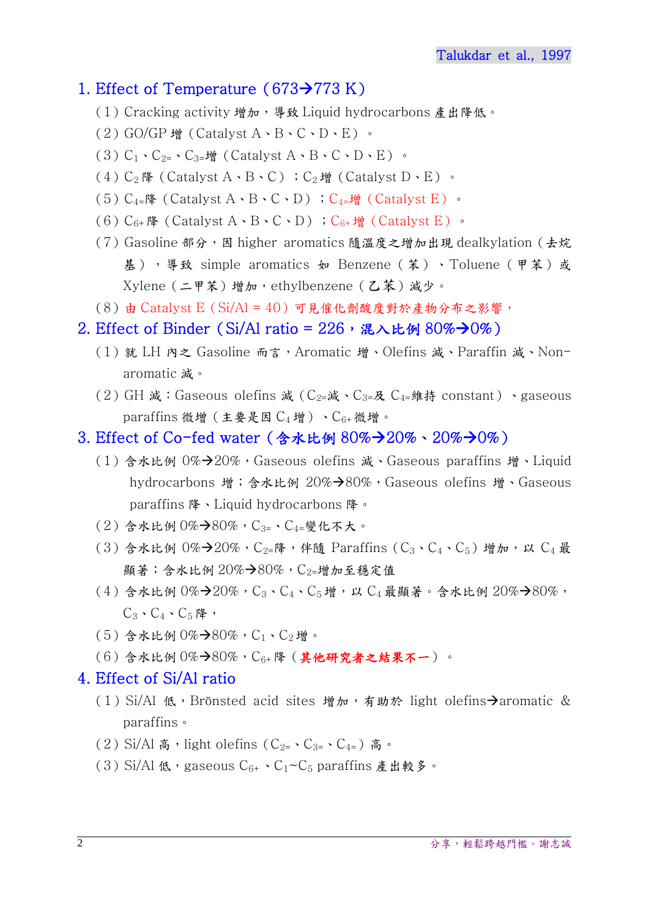Talukdar et al., 1997

## 1. Effect of Temperature（673→773 K）

（1）Cracking activity 增加，導致 Liquid hydrocarbons 產出降低。

（2）GO/GP 增（Catalyst A、B、C、D、E）。

（3）$C_1$、$C_{2=}$、$C_{3=}$增（Catalyst A、B、C、D、E）。

（4）$C_2$ 降（Catalyst A、B、C）；$C_2$ 增（Catalyst D、E）。

（5）$C_{4=}$降（Catalyst A、B、C、D）；$C_{4=}$增（Catalyst E）。

（6）$C_{6+}$ 降（Catalyst A、B、C、D）；$C_{6+}$ 增（Catalyst E）。

（7）Gasoline 部分，因 higher aromatics 隨溫度之增加出現 dealkylation（去烷基），導致 simple aromatics 如 Benzene（苯）、Toluene（甲苯）或 Xylene（二甲苯）增加，ethylbenzene（乙苯）減少。

（8）由 Catalyst E（Si/Al = 40）可見催化劑酸度對於產物分布之影響，

## 2. Effect of Binder（Si/Al ratio = 226，混入比例 80%→0%）

（1）就 LH 內之 Gasoline 而言，Aromatic 增、Olefins 減、Paraffin 減、Non-aromatic 減。

（2）GH 減：Gaseous olefins 減（$C_{2=}$減、$C_{3=}$及 $C_{4=}$維持 constant）、gaseous paraffins 微增（主要是因 $C_4$ 增）、$C_{6+}$微增。

## 3. Effect of Co-fed water（含水比例 80%→20%、20%→0%）

（1）含水比例 0%→20%，Gaseous olefins 減、Gaseous paraffins 增、Liquid hydrocarbons 增；含水比例 20%→80%，Gaseous olefins 增、Gaseous paraffins 降、Liquid hydrocarbons 降。

（2）含水比例 0%→80%，$C_{3=}$、$C_{4=}$變化不大。

（3）含水比例 0%→20%，$C_{2=}$降，伴隨 Paraffins（$C_3$、$C_4$、$C_5$）增加，以 $C_4$ 最顯著；含水比例 20%→80%，$C_{2=}$增加至穩定值

（4）含水比例 0%→20%，$C_3$、$C_4$、$C_5$ 增，以 $C_4$ 最顯著。含水比例 20%→80%，$C_3$、$C_4$、$C_5$ 降，

（5）含水比例 0%→80%，$C_1$、$C_2$ 增。

（6）含水比例 0%→80%，$C_{6+}$ 降（**其他研究者之結果不一**）。

## 4. Effect of Si/Al ratio

（1）Si/Al 低，Brönsted acid sites 增加，有助於 light olefins→aromatic & paraffins。

（2）Si/Al 高，light olefins（$C_{2=}$、$C_{3=}$、$C_{4=}$）高。

（3）Si/Al 低，gaseous $C_{6+}$、$C_1$~$C_5$ paraffins 產出較多。